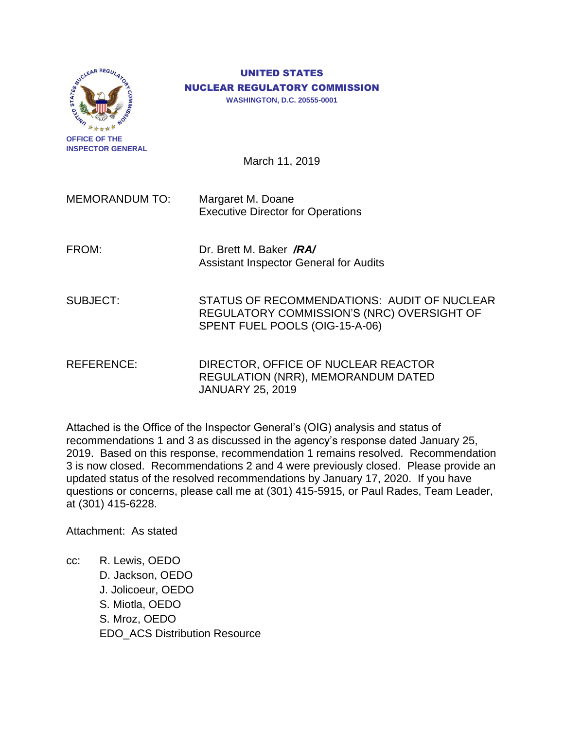OFFICE OF THE
INSPECTOR GENERAL

**UNITED STATES**
**NUCLEAR REGULATORY COMMISSION**
**WASHINGTON, D.C. 20555-0001**

March 11, 2019

| | |
|---|---|
| MEMORANDUM TO: | Margaret M. Doane<br>Executive Director for Operations |
| FROM: | Dr. Brett M. Baker ***/RA/***<br>Assistant Inspector General for Audits |
| SUBJECT: | STATUS OF RECOMMENDATIONS: AUDIT OF NUCLEAR REGULATORY COMMISSION'S (NRC) OVERSIGHT OF SPENT FUEL POOLS (OIG-15-A-06) |
| REFERENCE: | DIRECTOR, OFFICE OF NUCLEAR REACTOR REGULATION (NRR), MEMORANDUM DATED JANUARY 25, 2019 |

Attached is the Office of the Inspector General's (OIG) analysis and status of recommendations 1 and 3 as discussed in the agency's response dated January 25, 2019. Based on this response, recommendation 1 remains resolved. Recommendation 3 is now closed. Recommendations 2 and 4 were previously closed. Please provide an updated status of the resolved recommendations by January 17, 2020. If you have questions or concerns, please call me at (301) 415-5915, or Paul Rades, Team Leader, at (301) 415-6228.

Attachment: As stated

cc: R. Lewis, OEDO
D. Jackson, OEDO
J. Jolicoeur, OEDO
S. Miotla, OEDO
S. Mroz, OEDO
EDO_ACS Distribution Resource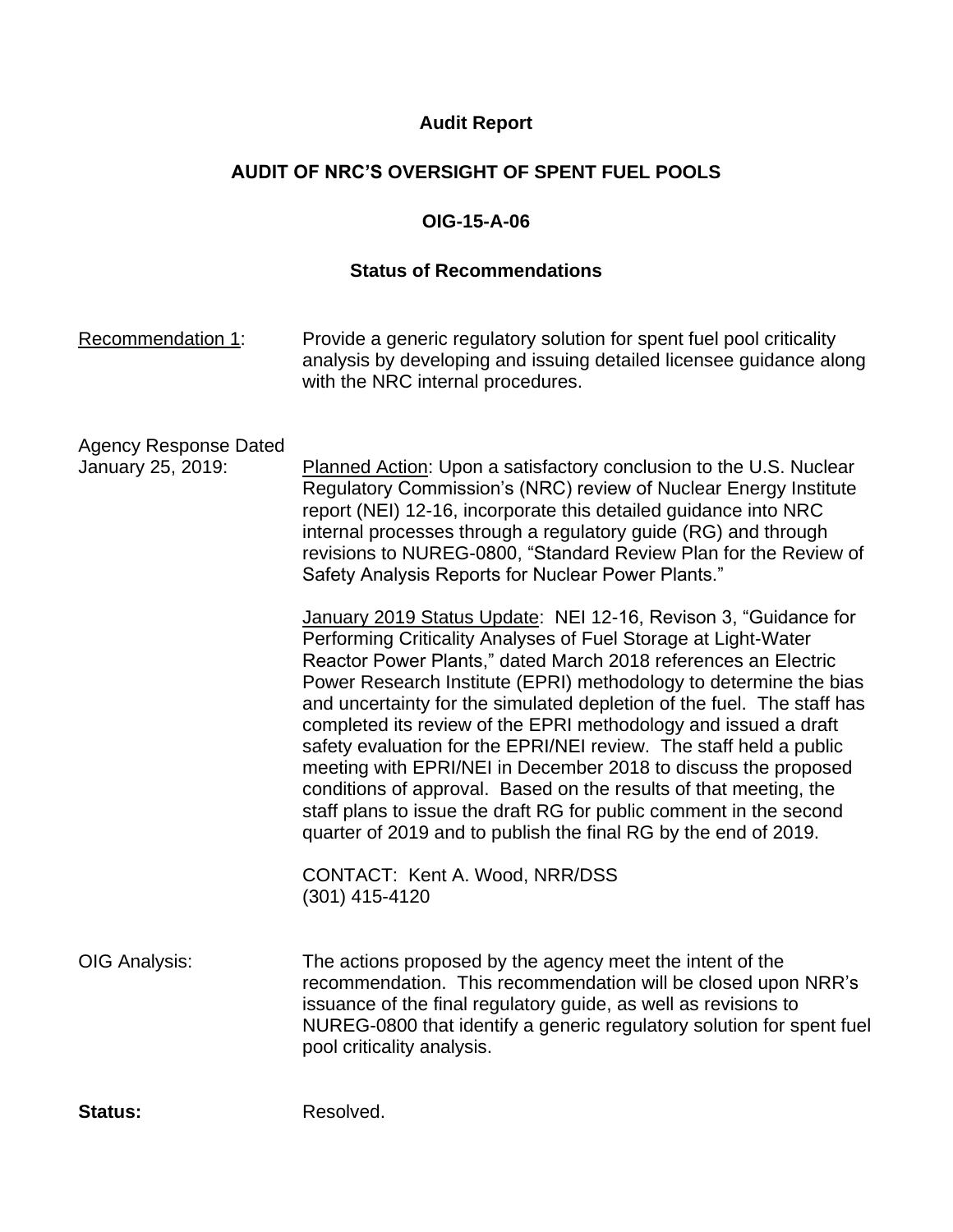**Audit Report**

**AUDIT OF NRC'S OVERSIGHT OF SPENT FUEL POOLS**

**OIG-15-A-06**

**Status of Recommendations**

Recommendation 1: Provide a generic regulatory solution for spent fuel pool criticality analysis by developing and issuing detailed licensee guidance along with the NRC internal procedures.

Agency Response Dated January 25, 2019:

Planned Action: Upon a satisfactory conclusion to the U.S. Nuclear Regulatory Commission's (NRC) review of Nuclear Energy Institute report (NEI) 12-16, incorporate this detailed guidance into NRC internal processes through a regulatory guide (RG) and through revisions to NUREG-0800, "Standard Review Plan for the Review of Safety Analysis Reports for Nuclear Power Plants."

January 2019 Status Update: NEI 12-16, Revison 3, "Guidance for Performing Criticality Analyses of Fuel Storage at Light-Water Reactor Power Plants," dated March 2018 references an Electric Power Research Institute (EPRI) methodology to determine the bias and uncertainty for the simulated depletion of the fuel. The staff has completed its review of the EPRI methodology and issued a draft safety evaluation for the EPRI/NEI review. The staff held a public meeting with EPRI/NEI in December 2018 to discuss the proposed conditions of approval. Based on the results of that meeting, the staff plans to issue the draft RG for public comment in the second quarter of 2019 and to publish the final RG by the end of 2019.

CONTACT: Kent A. Wood, NRR/DSS
(301) 415-4120

OIG Analysis: The actions proposed by the agency meet the intent of the recommendation. This recommendation will be closed upon NRR's issuance of the final regulatory guide, as well as revisions to NUREG-0800 that identify a generic regulatory solution for spent fuel pool criticality analysis.

**Status:** Resolved.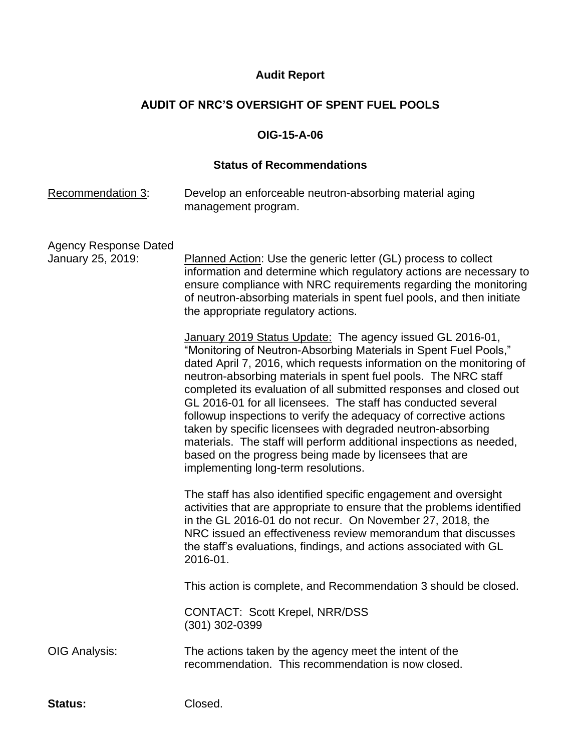**Audit Report**

**AUDIT OF NRC'S OVERSIGHT OF SPENT FUEL POOLS**

**OIG-15-A-06**

**Status of Recommendations**

Recommendation 3: Develop an enforceable neutron-absorbing material aging management program.

Agency Response Dated January 25, 2019:

Planned Action: Use the generic letter (GL) process to collect information and determine which regulatory actions are necessary to ensure compliance with NRC requirements regarding the monitoring of neutron-absorbing materials in spent fuel pools, and then initiate the appropriate regulatory actions.

January 2019 Status Update: The agency issued GL 2016-01, "Monitoring of Neutron-Absorbing Materials in Spent Fuel Pools," dated April 7, 2016, which requests information on the monitoring of neutron-absorbing materials in spent fuel pools. The NRC staff completed its evaluation of all submitted responses and closed out GL 2016-01 for all licensees. The staff has conducted several followup inspections to verify the adequacy of corrective actions taken by specific licensees with degraded neutron-absorbing materials. The staff will perform additional inspections as needed, based on the progress being made by licensees that are implementing long-term resolutions.

The staff has also identified specific engagement and oversight activities that are appropriate to ensure that the problems identified in the GL 2016-01 do not recur. On November 27, 2018, the NRC issued an effectiveness review memorandum that discusses the staff's evaluations, findings, and actions associated with GL 2016-01.

This action is complete, and Recommendation 3 should be closed.

CONTACT: Scott Krepel, NRR/DSS
(301) 302-0399

OIG Analysis: The actions taken by the agency meet the intent of the recommendation. This recommendation is now closed.

**Status:** Closed.